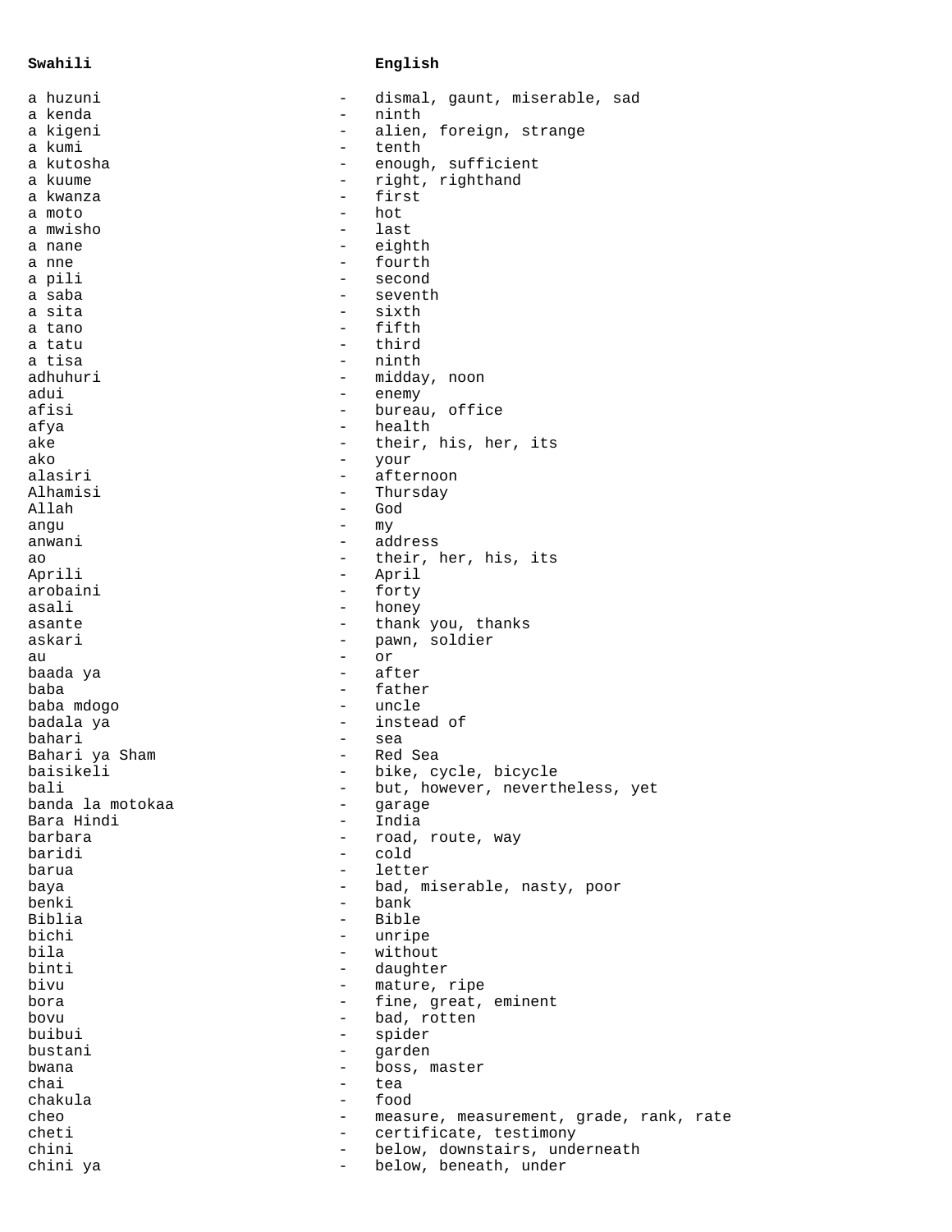| Swahili | | English |
|---|---|---|
| a huzuni | - | dismal, gaunt, miserable, sad |
| a kenda | - | ninth |
| a kigeni | - | alien, foreign, strange |
| a kumi | - | tenth |
| a kutosha | - | enough, sufficient |
| a kuume | - | right, righthand |
| a kwanza | - | first |
| a moto | - | hot |
| a mwisho | - | last |
| a nane | - | eighth |
| a nne | - | fourth |
| a pili | - | second |
| a saba | - | seventh |
| a sita | - | sixth |
| a tano | - | fifth |
| a tatu | - | third |
| a tisa | - | ninth |
| adhuhuri | - | midday, noon |
| adui | - | enemy |
| afisi | - | bureau, office |
| afya | - | health |
| ake | - | their, his, her, its |
| ako | - | your |
| alasiri | - | afternoon |
| Alhamisi | - | Thursday |
| Allah | - | God |
| angu | - | my |
| anwani | - | address |
| ao | - | their, her, his, its |
| Aprili | - | April |
| arobaini | - | forty |
| asali | - | honey |
| asante | - | thank you, thanks |
| askari | - | pawn, soldier |
| au | - | or |
| baada ya | - | after |
| baba | - | father |
| baba mdogo | - | uncle |
| badala ya | - | instead of |
| bahari | - | sea |
| Bahari ya Sham | - | Red Sea |
| baisikeli | - | bike, cycle, bicycle |
| bali | - | but, however, nevertheless, yet |
| banda la motokaa | - | garage |
| Bara Hindi | - | India |
| barbara | - | road, route, way |
| baridi | - | cold |
| barua | - | letter |
| baya | - | bad, miserable, nasty, poor |
| benki | - | bank |
| Biblia | - | Bible |
| bichi | - | unripe |
| bila | - | without |
| binti | - | daughter |
| bivu | - | mature, ripe |
| bora | - | fine, great, eminent |
| bovu | - | bad, rotten |
| buibui | - | spider |
| bustani | - | garden |
| bwana | - | boss, master |
| chai | - | tea |
| chakula | - | food |
| cheo | - | measure, measurement, grade, rank, rate |
| cheti | - | certificate, testimony |
| chini | - | below, downstairs, underneath |
| chini ya | - | below, beneath, under |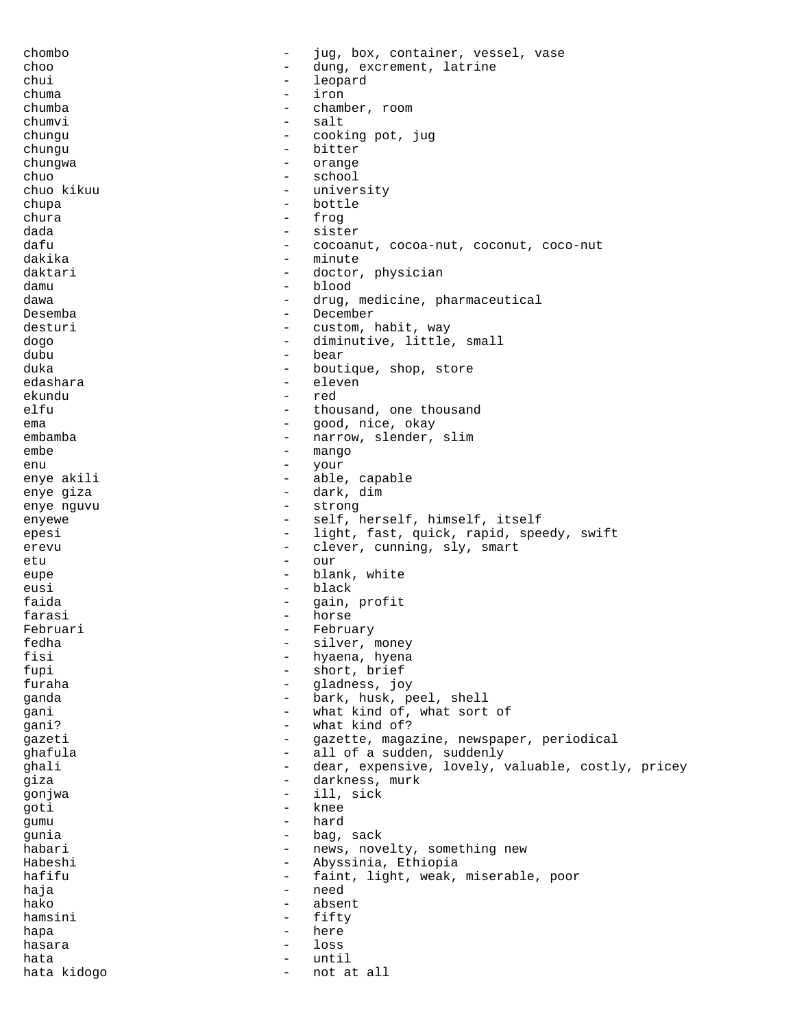chombo - jug, box, container, vessel, vase
choo - dung, excrement, latrine
chui - leopard
chuma - iron
chumba - chamber, room
chumvi - salt
chungu - cooking pot, jug
chungu - bitter
chungwa - orange
chuo - school
chuo kikuu - university
chupa - bottle
chura - frog
dada - sister
dafu - cocoanut, cocoa-nut, coconut, coco-nut
dakika - minute
daktari - doctor, physician
damu - blood
dawa - drug, medicine, pharmaceutical
Desemba - December
desturi - custom, habit, way
dogo - diminutive, little, small
dubu - bear
duka - boutique, shop, store
edashara - eleven
ekundu - red
elfu - thousand, one thousand
ema - good, nice, okay
embamba - narrow, slender, slim
embe - mango
enu - your
enye akili - able, capable
enye giza - dark, dim
enye nguvu - strong
enyewe - self, herself, himself, itself
epesi - light, fast, quick, rapid, speedy, swift
erevu - clever, cunning, sly, smart
etu - our
eupe - blank, white
eusi - black
faida - gain, profit
farasi - horse
Februari - February
fedha - silver, money
fisi - hyaena, hyena
fupi - short, brief
furaha - gladness, joy
ganda - bark, husk, peel, shell
gani - what kind of, what sort of
gani? - what kind of?
gazeti - gazette, magazine, newspaper, periodical
ghafula - all of a sudden, suddenly
ghali - dear, expensive, lovely, valuable, costly, pricey
giza - darkness, murk
gonjwa - ill, sick
goti - knee
gumu - hard
gunia - bag, sack
habari - news, novelty, something new
Habeshi - Abyssinia, Ethiopia
hafifu - faint, light, weak, miserable, poor
haja - need
hako - absent
hamsini - fifty
hapa - here
hasara - loss
hata - until
hata kidogo - not at all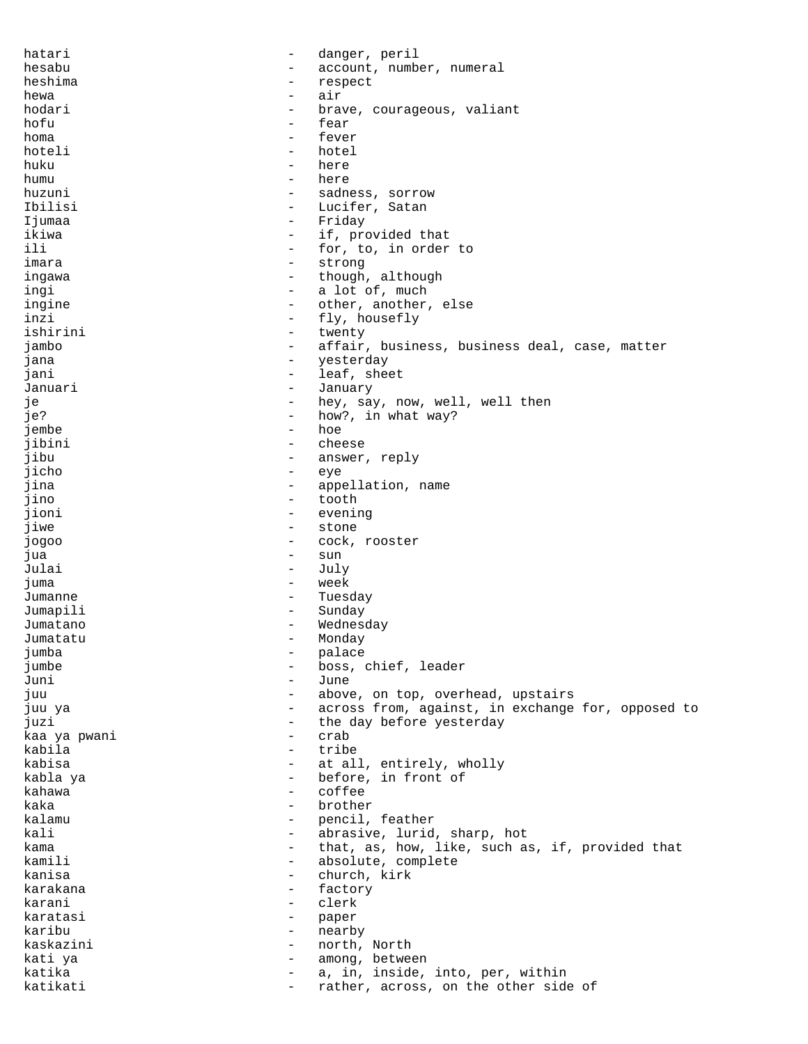hatari - danger, peril
hesabu - account, number, numeral
heshima - respect
hewa - air
hodari - brave, courageous, valiant
hofu - fear
homa - fever
hoteli - hotel
huku - here
humu - here
huzuni - sadness, sorrow
Ibilisi - Lucifer, Satan
Ijumaa - Friday
ikiwa - if, provided that
ili - for, to, in order to
imara - strong
ingawa - though, although
ingi - a lot of, much
ingine - other, another, else
inzi - fly, housefly
ishirini - twenty
jambo - affair, business, business deal, case, matter
jana - yesterday
jani - leaf, sheet
Januari - January
je - hey, say, now, well, well then
je? - how?, in what way?
jembe - hoe
jibini - cheese
jibu - answer, reply
jicho - eye
jina - appellation, name
jino - tooth
jioni - evening
jiwe - stone
jogoo - cock, rooster
jua - sun
Julai - July
juma - week
Jumanne - Tuesday
Jumapili - Sunday
Jumatano - Wednesday
Jumatatu - Monday
jumba - palace
jumbe - boss, chief, leader
Juni - June
juu - above, on top, overhead, upstairs
juu ya - across from, against, in exchange for, opposed to
juzi - the day before yesterday
kaa ya pwani - crab
kabila - tribe
kabisa - at all, entirely, wholly
kabla ya - before, in front of
kahawa - coffee
kaka - brother
kalamu - pencil, feather
kali - abrasive, lurid, sharp, hot
kama - that, as, how, like, such as, if, provided that
kamili - absolute, complete
kanisa - church, kirk
karakana - factory
karani - clerk
karatasi - paper
karibu - nearby
kaskazini - north, North
kati ya - among, between
katika - a, in, inside, into, per, within
katikati - rather, across, on the other side of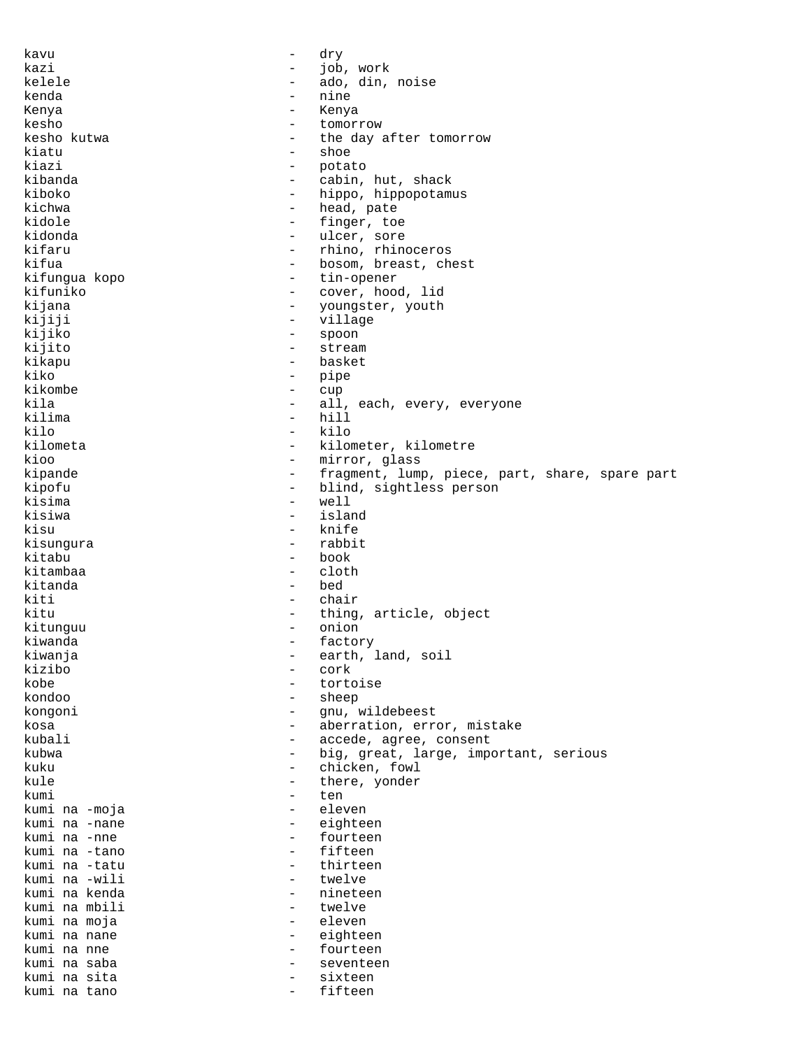kavu - dry
kazi - job, work
kelele - ado, din, noise
kenda - nine
Kenya - Kenya
kesho - tomorrow
kesho kutwa - the day after tomorrow
kiatu - shoe
kiazi - potato
kibanda - cabin, hut, shack
kiboko - hippo, hippopotamus
kichwa - head, pate
kidole - finger, toe
kidonda - ulcer, sore
kifaru - rhino, rhinoceros
kifua - bosom, breast, chest
kifungua kopo - tin-opener
kifuniko - cover, hood, lid
kijana - youngster, youth
kijiji - village
kijiko - spoon
kijito - stream
kikapu - basket
kiko - pipe
kikombe - cup
kila - all, each, every, everyone
kilima - hill
kilo - kilo
kilometa - kilometer, kilometre
kioo - mirror, glass
kipande - fragment, lump, piece, part, share, spare part
kipofu - blind, sightless person
kisima - well
kisiwa - island
kisu - knife
kisungura - rabbit
kitabu - book
kitambaa - cloth
kitanda - bed
kiti - chair
kitu - thing, article, object
kitunguu - onion
kiwanda - factory
kiwanja - earth, land, soil
kizibo - cork
kobe - tortoise
kondoo - sheep
kongoni - gnu, wildebeest
kosa - aberration, error, mistake
kubali - accede, agree, consent
kubwa - big, great, large, important, serious
kuku - chicken, fowl
kule - there, yonder
kumi - ten
kumi na -moja - eleven
kumi na -nane - eighteen
kumi na -nne - fourteen
kumi na -tano - fifteen
kumi na -tatu - thirteen
kumi na -wili - twelve
kumi na kenda - nineteen
kumi na mbili - twelve
kumi na moja - eleven
kumi na nane - eighteen
kumi na nne - fourteen
kumi na saba - seventeen
kumi na sita - sixteen
kumi na tano - fifteen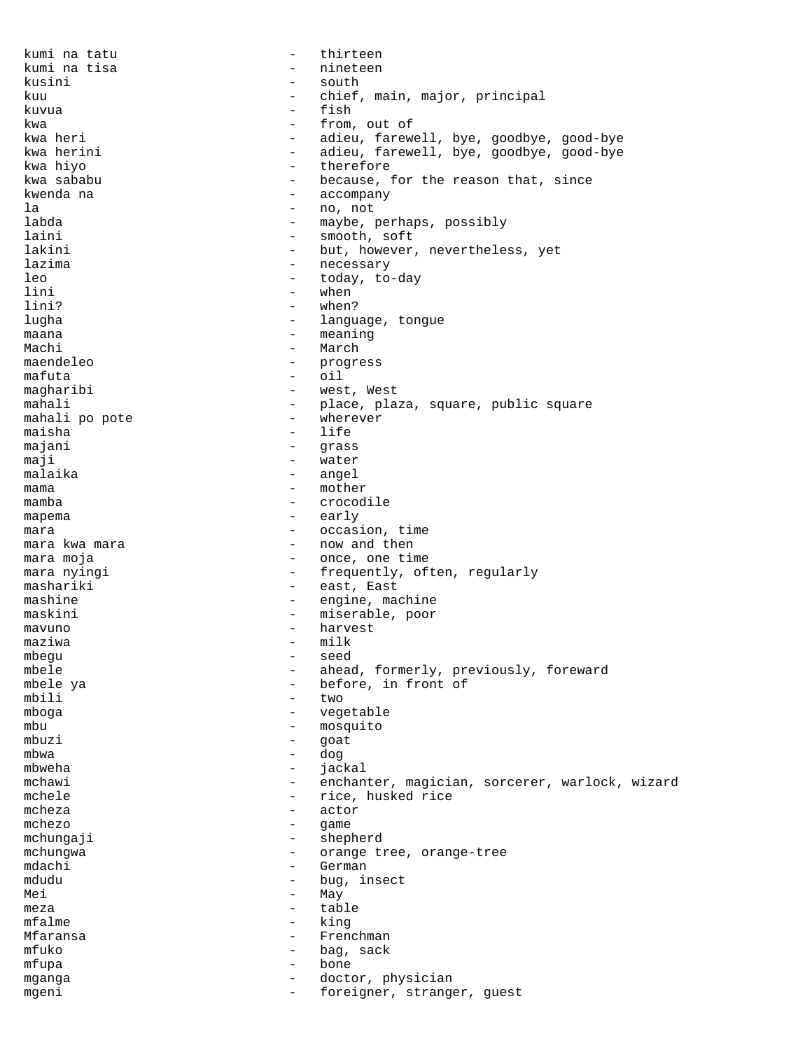kumi na tatu - thirteen
kumi na tisa - nineteen
kusini - south
kuu - chief, main, major, principal
kuvua - fish
kwa - from, out of
kwa heri - adieu, farewell, bye, goodbye, good-bye
kwa herini - adieu, farewell, bye, goodbye, good-bye
kwa hiyo - therefore
kwa sababu - because, for the reason that, since
kwenda na - accompany
la - no, not
labda - maybe, perhaps, possibly
laini - smooth, soft
lakini - but, however, nevertheless, yet
lazima - necessary
leo - today, to-day
lini - when
lini? - when?
lugha - language, tongue
maana - meaning
Machi - March
maendeleo - progress
mafuta - oil
magharibi - west, West
mahali - place, plaza, square, public square
mahali po pote - wherever
maisha - life
majani - grass
maji - water
malaika - angel
mama - mother
mamba - crocodile
mapema - early
mara - occasion, time
mara kwa mara - now and then
mara moja - once, one time
mara nyingi - frequently, often, regularly
mashariki - east, East
mashine - engine, machine
maskini - miserable, poor
mavuno - harvest
maziwa - milk
mbegu - seed
mbele - ahead, formerly, previously, foreward
mbele ya - before, in front of
mbili - two
mboga - vegetable
mbu - mosquito
mbuzi - goat
mbwa - dog
mbweha - jackal
mchawi - enchanter, magician, sorcerer, warlock, wizard
mchele - rice, husked rice
mcheza - actor
mchezo - game
mchungaji - shepherd
mchungwa - orange tree, orange-tree
mdachi - German
mdudu - bug, insect
Mei - May
meza - table
mfalme - king
Mfaransa - Frenchman
mfuko - bag, sack
mfupa - bone
mganga - doctor, physician
mgeni - foreigner, stranger, guest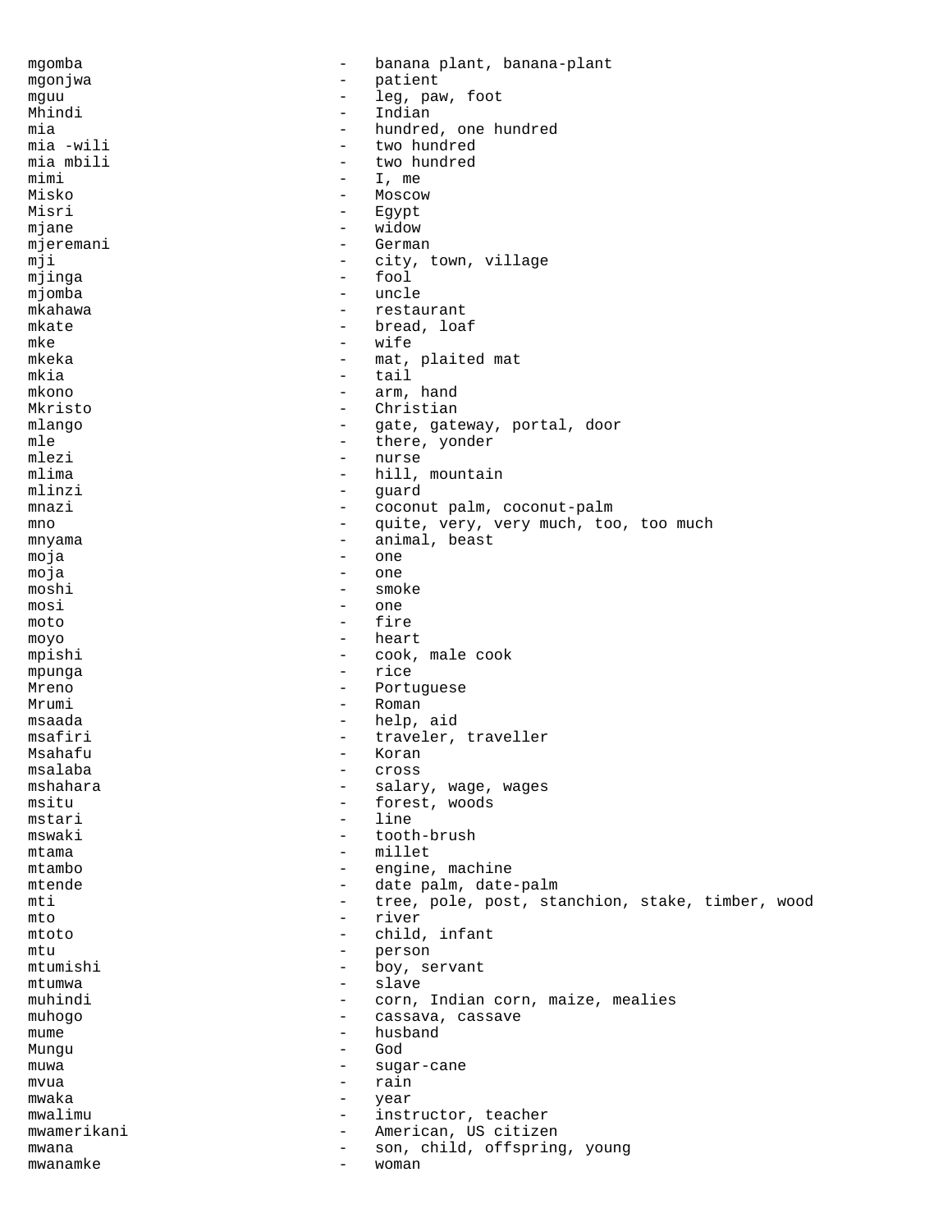mgomba - banana plant, banana-plant
mgonjwa - patient
mguu - leg, paw, foot
Mhindi - Indian
mia - hundred, one hundred
mia -wili - two hundred
mia mbili - two hundred
mimi - I, me
Misko - Moscow
Misri - Egypt
mjane - widow
mjeremani - German
mji - city, town, village
mjinga - fool
mjomba - uncle
mkahawa - restaurant
mkate - bread, loaf
mke - wife
mkeka - mat, plaited mat
mkia - tail
mkono - arm, hand
Mkristo - Christian
mlango - gate, gateway, portal, door
mle - there, yonder
mlezi - nurse
mlima - hill, mountain
mlinzi - guard
mnazi - coconut palm, coconut-palm
mno - quite, very, very much, too, too much
mnyama - animal, beast
moja - one
moja - one
moshi - smoke
mosi - one
moto - fire
moyo - heart
mpishi - cook, male cook
mpunga - rice
Mreno - Portuguese
Mrumi - Roman
msaada - help, aid
msafiri - traveler, traveller
Msahafu - Koran
msalaba - cross
mshahara - salary, wage, wages
msitu - forest, woods
mstari - line
mswaki - tooth-brush
mtama - millet
mtambo - engine, machine
mtende - date palm, date-palm
mti - tree, pole, post, stanchion, stake, timber, wood
mto - river
mtoto - child, infant
mtu - person
mtumishi - boy, servant
mtumwa - slave
muhindi - corn, Indian corn, maize, mealies
muhogo - cassava, cassave
mume - husband
Mungu - God
muwa - sugar-cane
mvua - rain
mwaka - year
mwalimu - instructor, teacher
mwamerikani - American, US citizen
mwana - son, child, offspring, young
mwanamke - woman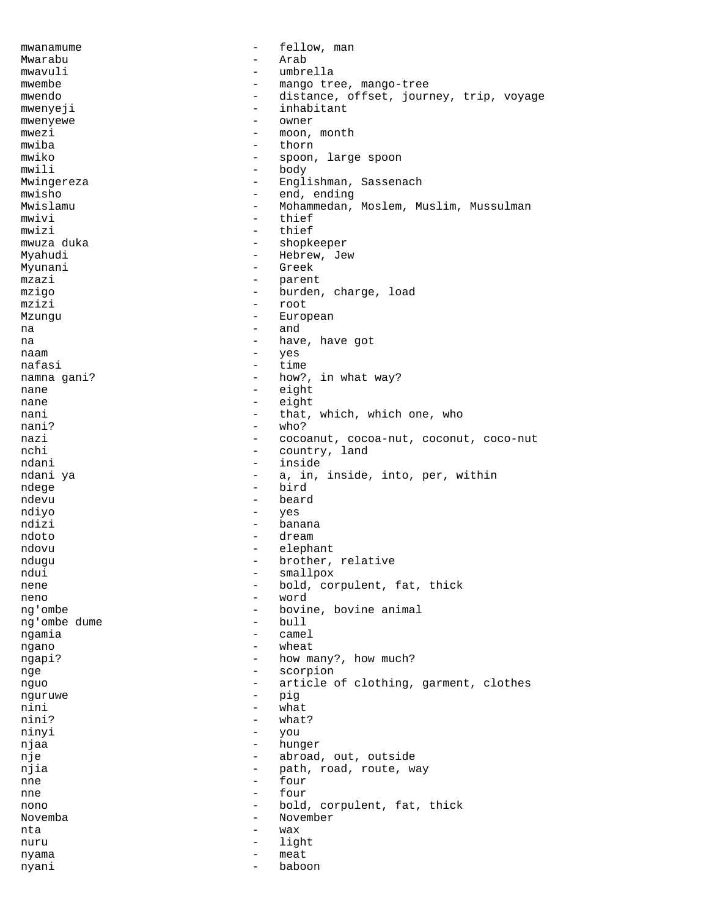mwanamume - fellow, man
Mwarabu - Arab
mwavuli - umbrella
mwembe - mango tree, mango-tree
mwendo - distance, offset, journey, trip, voyage
mwenyeji - inhabitant
mwenyewe - owner
mwezi - moon, month
mwiba - thorn
mwiko - spoon, large spoon
mwili - body
Mwingereza - Englishman, Sassenach
mwisho - end, ending
Mwislamu - Mohammedan, Moslem, Muslim, Mussulman
mwivi - thief
mwizi - thief
mwuza duka - shopkeeper
Myahudi - Hebrew, Jew
Myunani - Greek
mzazi - parent
mzigo - burden, charge, load
mzizi - root
Mzungu - European
na - and
na - have, have got
naam - yes
nafasi - time
namna gani? - how?, in what way?
nane - eight
nane - eight
nani - that, which, which one, who
nani? - who?
nazi - cocoanut, cocoa-nut, coconut, coco-nut
nchi - country, land
ndani - inside
ndani ya - a, in, inside, into, per, within
ndege - bird
ndevu - beard
ndiyo - yes
ndizi - banana
ndoto - dream
ndovu - elephant
ndugu - brother, relative
ndui - smallpox
nene - bold, corpulent, fat, thick
neno - word
ng'ombe - bovine, bovine animal
ng'ombe dume - bull
ngamia - camel
ngano - wheat
ngapi? - how many?, how much?
nge - scorpion
nguo - article of clothing, garment, clothes
nguruwe - pig
nini - what
nini? - what?
ninyi - you
njaa - hunger
nje - abroad, out, outside
njia - path, road, route, way
nne - four
nne - four
nono - bold, corpulent, fat, thick
Novemba - November
nta - wax
nuru - light
nyama - meat
nyani - baboon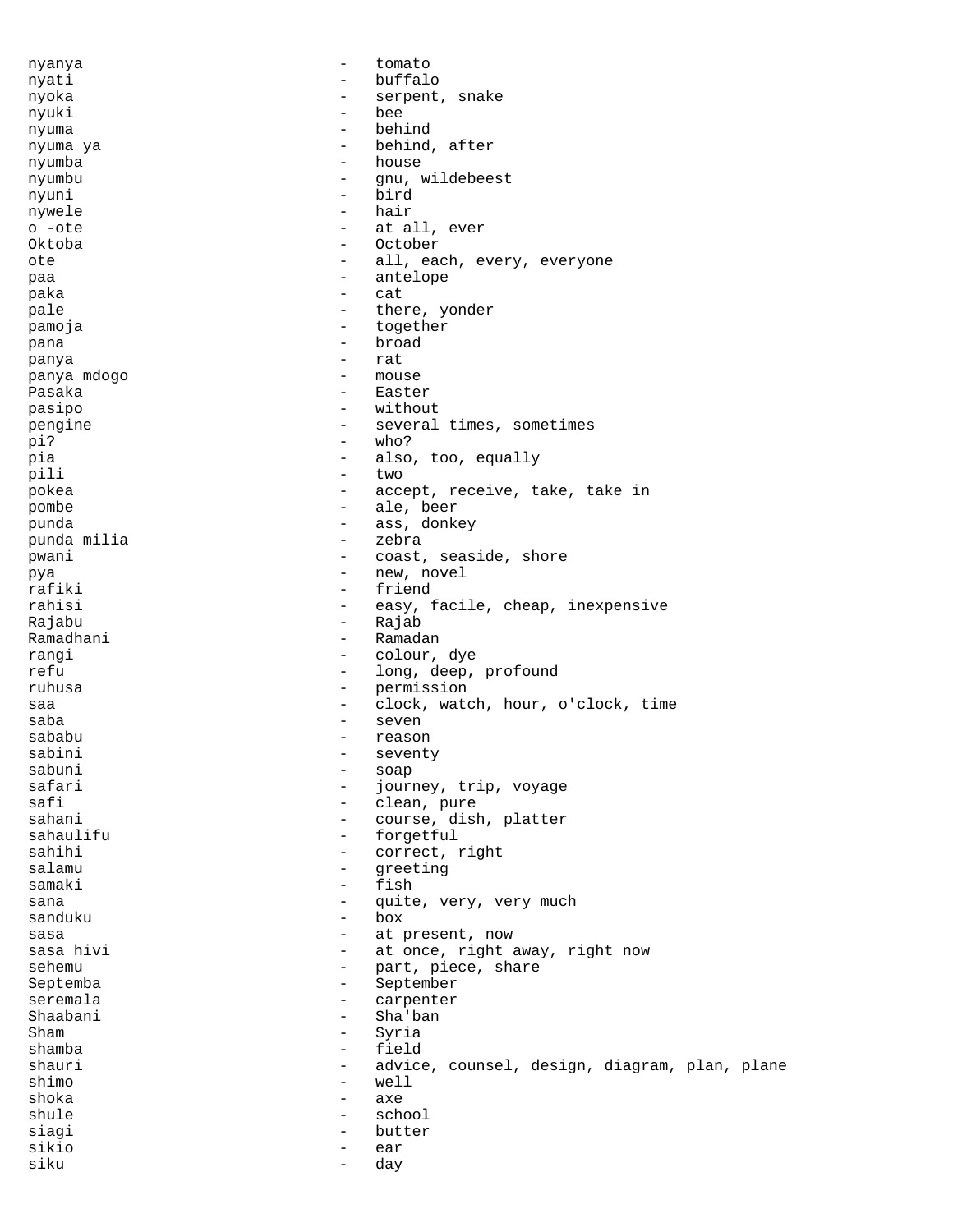nyanya - tomato
nyati - buffalo
nyoka - serpent, snake
nyuki - bee
nyuma - behind
nyuma ya - behind, after
nyumba - house
nyumbu - gnu, wildebeest
nyuni - bird
nywele - hair
o -ote - at all, ever
Oktoba - October
ote - all, each, every, everyone
paa - antelope
paka - cat
pale - there, yonder
pamoja - together
pana - broad
panya - rat
panya mdogo - mouse
Pasaka - Easter
pasipo - without
pengine - several times, sometimes
pi? - who?
pia - also, too, equally
pili - two
pokea - accept, receive, take, take in
pombe - ale, beer
punda - ass, donkey
punda milia - zebra
pwani - coast, seaside, shore
pya - new, novel
rafiki - friend
rahisi - easy, facile, cheap, inexpensive
Rajabu - Rajab
Ramadhani - Ramadan
rangi - colour, dye
refu - long, deep, profound
ruhusa - permission
saa - clock, watch, hour, o'clock, time
saba - seven
sababu - reason
sabini - seventy
sabuni - soap
safari - journey, trip, voyage
safi - clean, pure
sahani - course, dish, platter
sahaulifu - forgetful
sahihi - correct, right
salamu - greeting
samaki - fish
sana - quite, very, very much
sanduku - box
sasa - at present, now
sasa hivi - at once, right away, right now
sehemu - part, piece, share
Septemba - September
seremala - carpenter
Shaabani - Sha'ban
Sham - Syria
shamba - field
shauri - advice, counsel, design, diagram, plan, plane
shimo - well
shoka - axe
shule - school
siagi - butter
sikio - ear
siku - day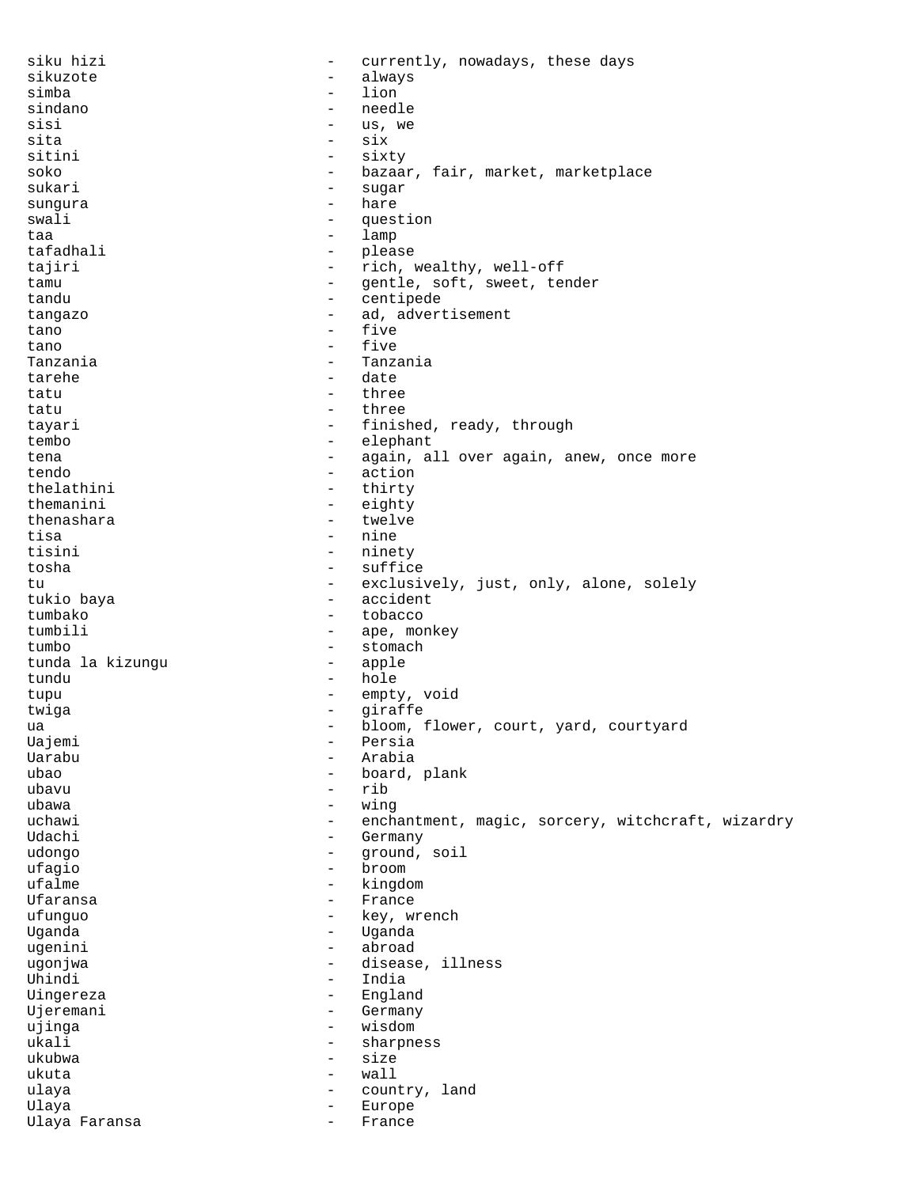siku hizi - currently, nowadays, these days
sikuzote - always
simba - lion
sindano - needle
sisi - us, we
sita - six
sitini - sixty
soko - bazaar, fair, market, marketplace
sukari - sugar
sungura - hare
swali - question
taa - lamp
tafadhali - please
tajiri - rich, wealthy, well-off
tamu - gentle, soft, sweet, tender
tandu - centipede
tangazo - ad, advertisement
tano - five
tano - five
Tanzania - Tanzania
tarehe - date
tatu - three
tatu - three
tayari - finished, ready, through
tembo - elephant
tena - again, all over again, anew, once more
tendo - action
thelathini - thirty
themanini - eighty
thenashara - twelve
tisa - nine
tisini - ninety
tosha - suffice
tu - exclusively, just, only, alone, solely
tukio baya - accident
tumbako - tobacco
tumbili - ape, monkey
tumbo - stomach
tunda la kizungu - apple
tundu - hole
tupu - empty, void
twiga - giraffe
ua - bloom, flower, court, yard, courtyard
Uajemi - Persia
Uarabu - Arabia
ubao - board, plank
ubavu - rib
ubawa - wing
uchawi - enchantment, magic, sorcery, witchcraft, wizardry
Udachi - Germany
udongo - ground, soil
ufagio - broom
ufalme - kingdom
Ufaransa - France
ufunguo - key, wrench
Uganda - Uganda
ugenini - abroad
ugonjwa - disease, illness
Uhindi - India
Uingereza - England
Ujeremani - Germany
ujinga - wisdom
ukali - sharpness
ukubwa - size
ukuta - wall
ulaya - country, land
Ulaya - Europe
Ulaya Faransa - France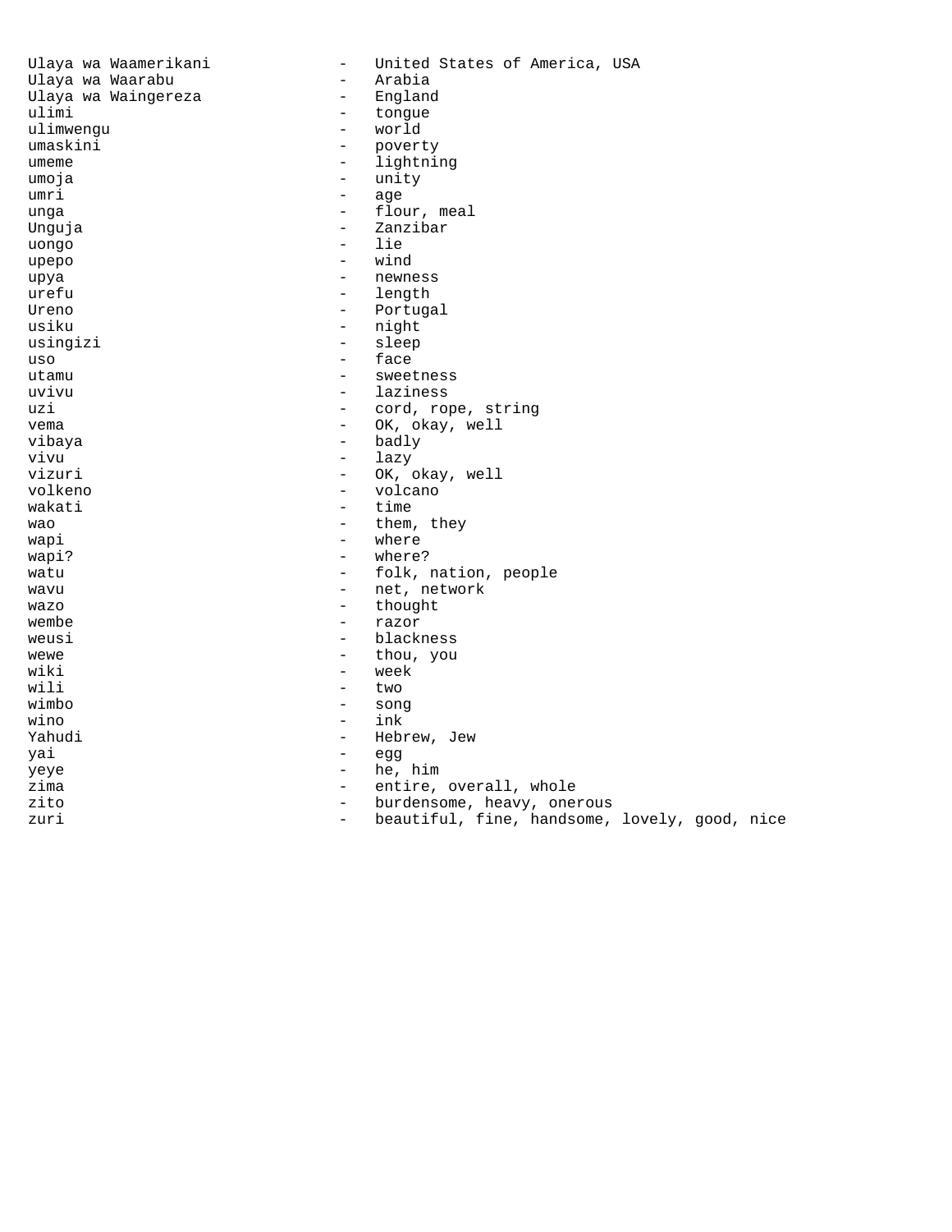| | | |
|---|---|---|
| Ulaya wa Waamerikani | - | United States of America, USA |
| Ulaya wa Waarabu | - | Arabia |
| Ulaya wa Waingereza | - | England |
| ulimi | - | tongue |
| ulimwengu | - | world |
| umaskini | - | poverty |
| umeme | - | lightning |
| umoja | - | unity |
| umri | - | age |
| unga | - | flour, meal |
| Unguja | - | Zanzibar |
| uongo | - | lie |
| upepo | - | wind |
| upya | - | newness |
| urefu | - | length |
| Ureno | - | Portugal |
| usiku | - | night |
| usingizi | - | sleep |
| uso | - | face |
| utamu | - | sweetness |
| uvivu | - | laziness |
| uzi | - | cord, rope, string |
| vema | - | OK, okay, well |
| vibaya | - | badly |
| vivu | - | lazy |
| vizuri | - | OK, okay, well |
| volkeno | - | volcano |
| wakati | - | time |
| wao | - | them, they |
| wapi | - | where |
| wapi? | - | where? |
| watu | - | folk, nation, people |
| wavu | - | net, network |
| wazo | - | thought |
| wembe | - | razor |
| weusi | - | blackness |
| wewe | - | thou, you |
| wiki | - | week |
| wili | - | two |
| wimbo | - | song |
| wino | - | ink |
| Yahudi | - | Hebrew, Jew |
| yai | - | egg |
| yeye | - | he, him |
| zima | - | entire, overall, whole |
| zito | - | burdensome, heavy, onerous |
| zuri | - | beautiful, fine, handsome, lovely, good, nice |